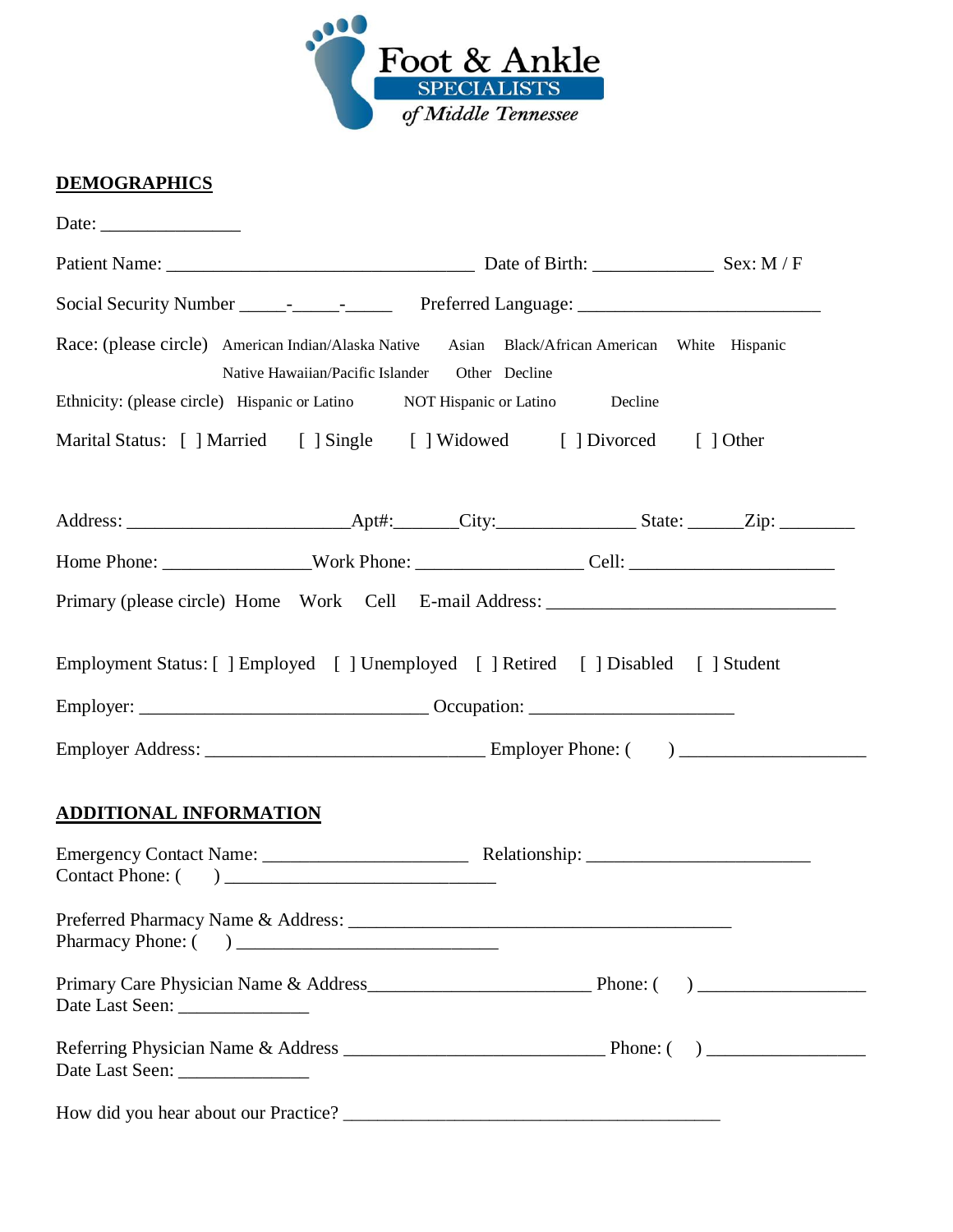Foot & Ankle
SPECIALISTS
*of Middle Tennessee*

## DEMOGRAPHICS

Date: _______________

Patient Name: _________________________________ Date of Birth: _____________ Sex: M / F

Social Security Number _____-_____-_____ Preferred Language: __________________________

Race: (please circle) American Indian/Alaska Native Asian Black/African American White Hispanic Native Hawaiian/Pacific Islander Other Decline

Ethnicity: (please circle) Hispanic or Latino NOT Hispanic or Latino Decline

Marital Status: [ ] Married [ ] Single [ ] Widowed [ ] Divorced [ ] Other

Address: ________________________Apt#:_______City:_______________ State: ______Zip: ________

Home Phone: ________________Work Phone: __________________ Cell: ______________________

Primary (please circle) Home Work Cell E-mail Address: _______________________________

Employment Status: [ ] Employed [ ] Unemployed [ ] Retired [ ] Disabled [ ] Student

Employer: _______________________________ Occupation: ______________________

Employer Address: ______________________________ Employer Phone: ( ) ____________________

## ADDITIONAL INFORMATION

Emergency Contact Name: ______________________ Relationship: ________________________
Contact Phone: ( ) _____________________________

Preferred Pharmacy Name & Address: _________________________________________
Pharmacy Phone: ( ) ____________________________

Primary Care Physician Name & Address________________________ Phone: ( ) __________________
Date Last Seen: ______________

Referring Physician Name & Address ____________________________ Phone: ( ) _________________
Date Last Seen: ______________

How did you hear about our Practice? _________________________________________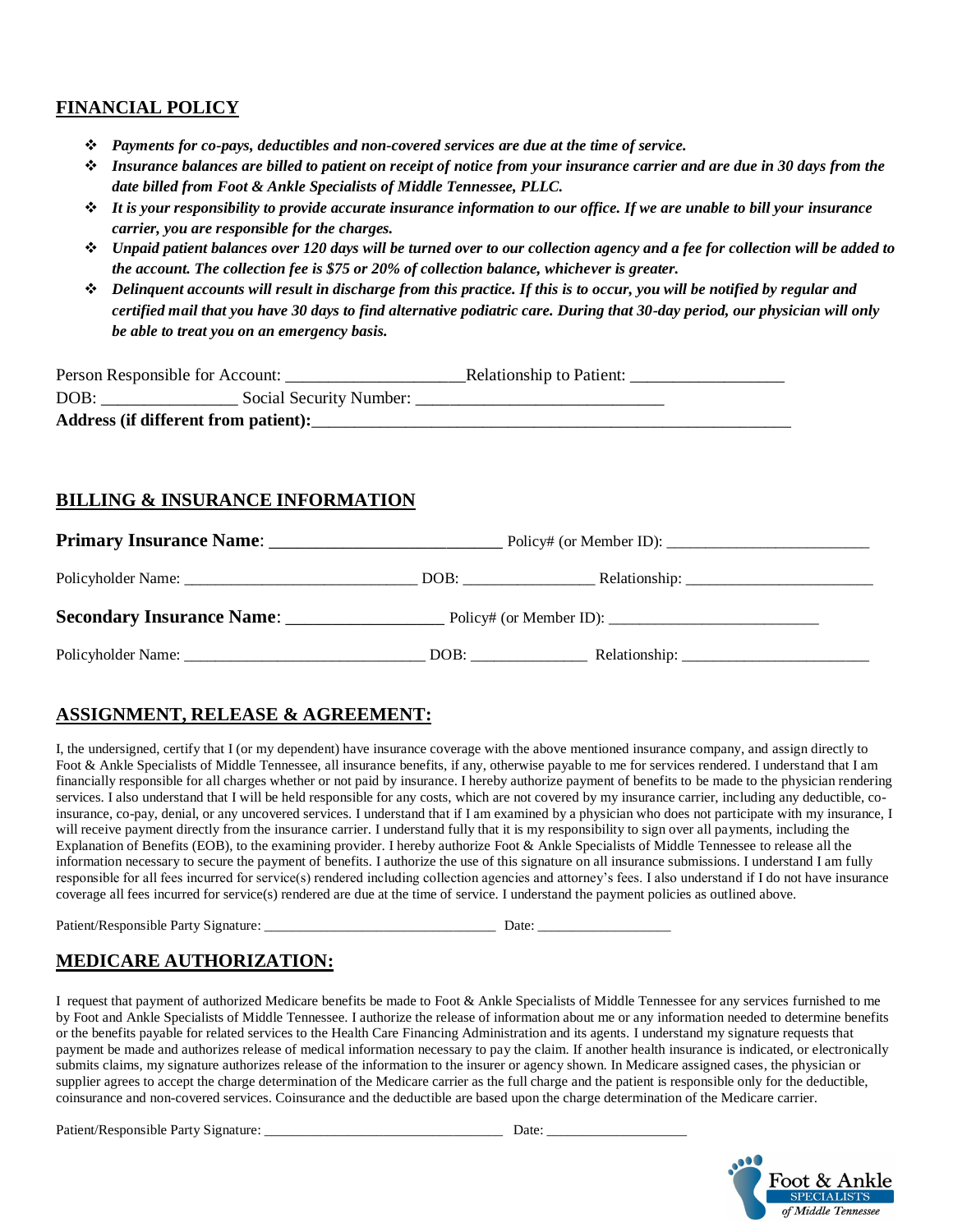## FINANCIAL POLICY

- ***Payments for co-pays, deductibles and non-covered services are due at the time of service.***
- ***Insurance balances are billed to patient on receipt of notice from your insurance carrier and are due in 30 days from the date billed from Foot & Ankle Specialists of Middle Tennessee, PLLC.***
- ***It is your responsibility to provide accurate insurance information to our office. If we are unable to bill your insurance carrier, you are responsible for the charges.***
- ***Unpaid patient balances over 120 days will be turned over to our collection agency and a fee for collection will be added to the account. The collection fee is $75 or 20% of collection balance, whichever is greater.***
- ***Delinquent accounts will result in discharge from this practice. If this is to occur, you will be notified by regular and certified mail that you have 30 days to find alternative podiatric care. During that 30-day period, our physician will only be able to treat you on an emergency basis.***

Person Responsible for Account: ____________________Relationship to Patient: __________________

DOB: _______________ Social Security Number: _____________________________

**Address (if different from patient):**_________________________________________________________

## BILLING & INSURANCE INFORMATION

**Primary Insurance Name**: ___________________________ Policy# (or Member ID): ________________________

Policyholder Name: ____________________________ DOB: _______________ Relationship: ______________________

**Secondary Insurance Name**: __________________ Policy# (or Member ID): __________________________

Policyholder Name: _____________________________ DOB: ______________ Relationship: ______________________

## ASSIGNMENT, RELEASE & AGREEMENT:

I, the undersigned, certify that I (or my dependent) have insurance coverage with the above mentioned insurance company, and assign directly to Foot & Ankle Specialists of Middle Tennessee, all insurance benefits, if any, otherwise payable to me for services rendered. I understand that I am financially responsible for all charges whether or not paid by insurance. I hereby authorize payment of benefits to be made to the physician rendering services. I also understand that I will be held responsible for any costs, which are not covered by my insurance carrier, including any deductible, co-insurance, co-pay, denial, or any uncovered services. I understand that if I am examined by a physician who does not participate with my insurance, I will receive payment directly from the insurance carrier. I understand fully that it is my responsibility to sign over all payments, including the Explanation of Benefits (EOB), to the examining provider. I hereby authorize Foot & Ankle Specialists of Middle Tennessee to release all the information necessary to secure the payment of benefits. I authorize the use of this signature on all insurance submissions. I understand I am fully responsible for all fees incurred for service(s) rendered including collection agencies and attorney's fees. I also understand if I do not have insurance coverage all fees incurred for service(s) rendered are due at the time of service. I understand the payment policies as outlined above.

Patient/Responsible Party Signature: _______________________________ Date: __________________

## MEDICARE AUTHORIZATION:

I request that payment of authorized Medicare benefits be made to Foot & Ankle Specialists of Middle Tennessee for any services furnished to me by Foot and Ankle Specialists of Middle Tennessee. I authorize the release of information about me or any information needed to determine benefits or the benefits payable for related services to the Health Care Financing Administration and its agents. I understand my signature requests that payment be made and authorizes release of medical information necessary to pay the claim. If another health insurance is indicated, or electronically submits claims, my signature authorizes release of the information to the insurer or agency shown. In Medicare assigned cases, the physician or supplier agrees to accept the charge determination of the Medicare carrier as the full charge and the patient is responsible only for the deductible, coinsurance and non-covered services. Coinsurance and the deductible are based upon the charge determination of the Medicare carrier.

Patient/Responsible Party Signature: ________________________________ Date: ___________________

Foot & Ankle SPECIALISTS of Middle Tennessee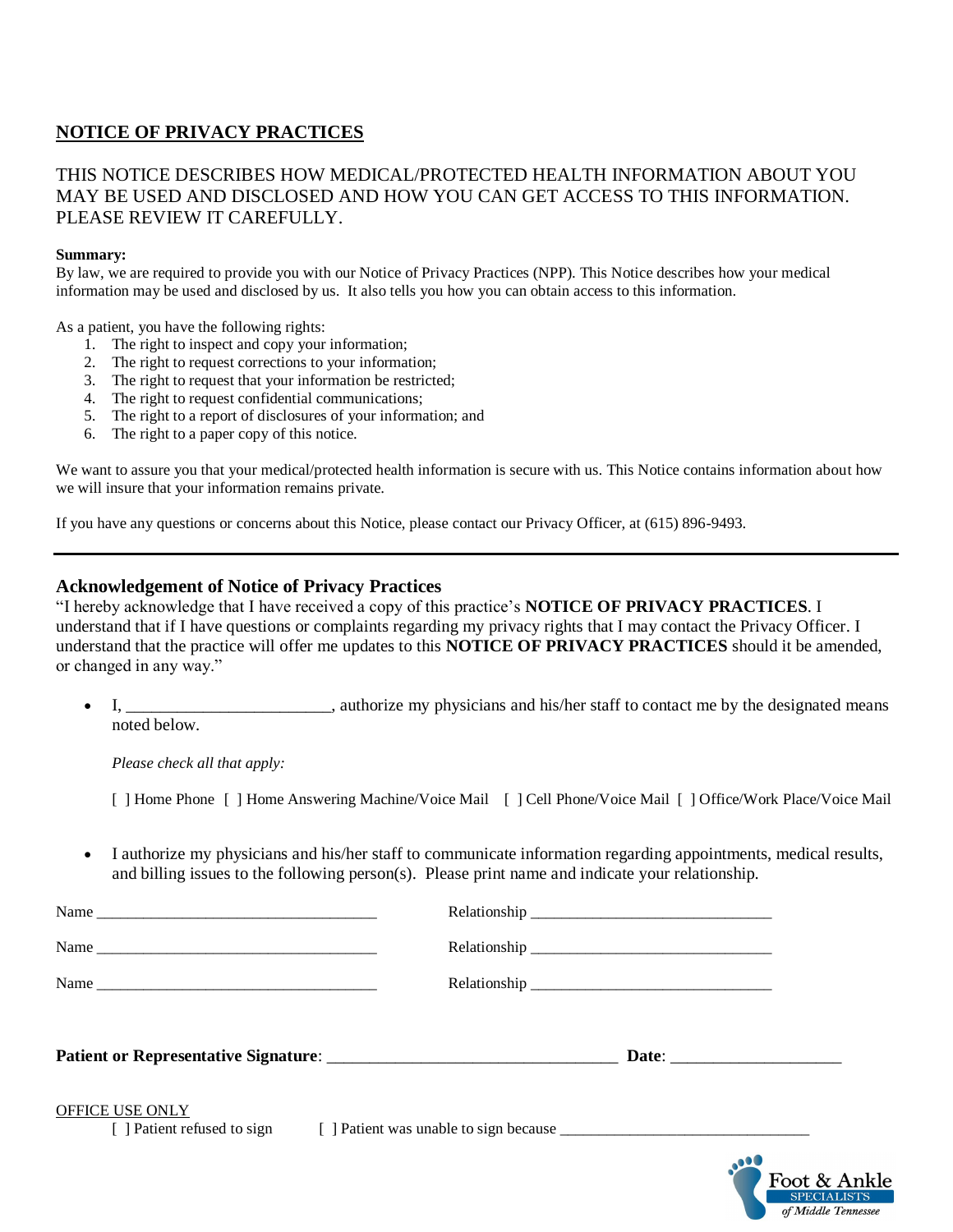## NOTICE OF PRIVACY PRACTICES

THIS NOTICE DESCRIBES HOW MEDICAL/PROTECTED HEALTH INFORMATION ABOUT YOU MAY BE USED AND DISCLOSED AND HOW YOU CAN GET ACCESS TO THIS INFORMATION. PLEASE REVIEW IT CAREFULLY.

**Summary:**
By law, we are required to provide you with our Notice of Privacy Practices (NPP). This Notice describes how your medical information may be used and disclosed by us. It also tells you how you can obtain access to this information.

As a patient, you have the following rights:

1. The right to inspect and copy your information;
2. The right to request corrections to your information;
3. The right to request that your information be restricted;
4. The right to request confidential communications;
5. The right to a report of disclosures of your information; and
6. The right to a paper copy of this notice.

We want to assure you that your medical/protected health information is secure with us. This Notice contains information about how we will insure that your information remains private.

If you have any questions or concerns about this Notice, please contact our Privacy Officer, at (615) 896-9493.

---

### Acknowledgement of Notice of Privacy Practices

"I hereby acknowledge that I have received a copy of this practice's **NOTICE OF PRIVACY PRACTICES**. I understand that if I have questions or complaints regarding my privacy rights that I may contact the Privacy Officer. I understand that the practice will offer me updates to this **NOTICE OF PRIVACY PRACTICES** should it be amended, or changed in any way."

- I, ________________________, authorize my physicians and his/her staff to contact me by the designated means noted below.

  *Please check all that apply:*

  [ ] Home Phone [ ] Home Answering Machine/Voice Mail [ ] Cell Phone/Voice Mail [ ] Office/Work Place/Voice Mail

- I authorize my physicians and his/her staff to communicate information regarding appointments, medical results, and billing issues to the following person(s). Please print name and indicate your relationship.

Name ____________________________________ Relationship _______________________________

Name ____________________________________ Relationship _______________________________

Name ____________________________________ Relationship _______________________________

**Patient or Representative Signature**: ___________________________________ **Date**: ____________________

OFFICE USE ONLY
[ ] Patient refused to sign [ ] Patient was unable to sign because ________________________________

Foot & Ankle SPECIALISTS of Middle Tennessee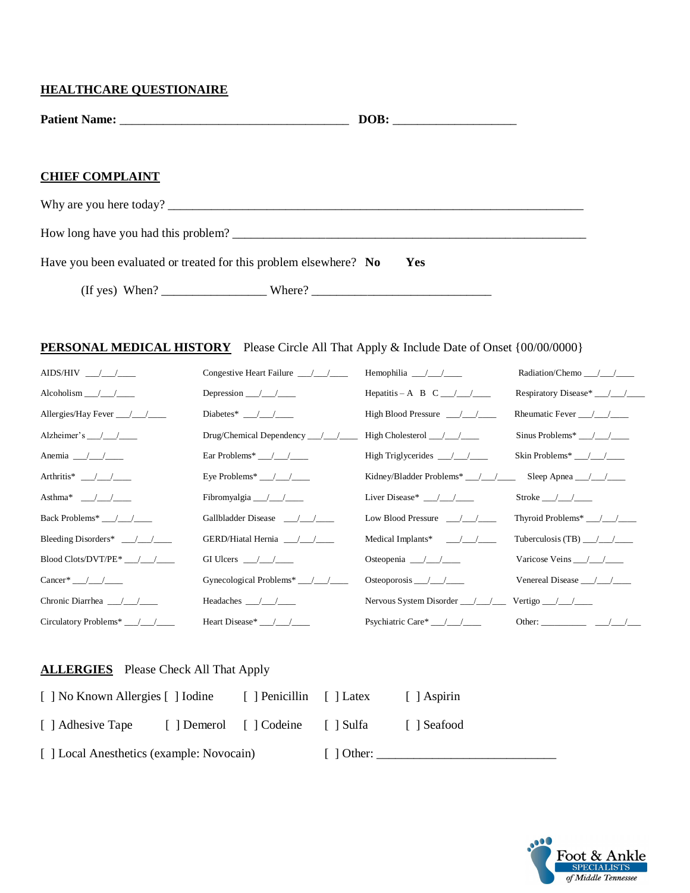## HEALTHCARE QUESTIONAIRE

**Patient Name:** ____________________________________ **DOB:** ___________________

## CHIEF COMPLAINT

Why are you here today? _________________________________________________________________

How long have you had this problem? _______________________________________________________

Have you been evaluated or treated for this problem elsewhere? **No** **Yes**

(If yes) When? ________________ Where? ____________________________

## PERSONAL MEDICAL HISTORY

Please Circle All That Apply & Include Date of Onset {00/00/0000}

| | | | |
|---|---|---|---|
| AIDS/HIV ___/___/____ | Congestive Heart Failure ___/___/____ | Hemophilia ___/___/____ | Radiation/Chemo ___/___/____ |
| Alcoholism ___/___/____ | Depression ___/___/____ | Hepatitis – A B C ___/___/____ | Respiratory Disease* ___/___/____ |
| Allergies/Hay Fever ___/___/____ | Diabetes* ___/___/____ | High Blood Pressure ___/___/____ | Rheumatic Fever ___/___/____ |
| Alzheimer's ___/___/____ | Drug/Chemical Dependency ___/___/____ | High Cholesterol ___/___/____ | Sinus Problems* ___/___/____ |
| Anemia ___/___/____ | Ear Problems* ___/___/____ | High Triglycerides ___/___/____ | Skin Problems* ___/___/____ |
| Arthritis* ___/___/____ | Eye Problems* ___/___/____ | Kidney/Bladder Problems* ___/___/____ | Sleep Apnea ___/___/____ |
| Asthma* ___/___/____ | Fibromyalgia ___/___/____ | Liver Disease* ___/___/____ | Stroke ___/___/____ |
| Back Problems* ___/___/____ | Gallbladder Disease ___/___/____ | Low Blood Pressure ___/___/____ | Thyroid Problems* ___/___/____ |
| Bleeding Disorders* ___/___/____ | GERD/Hiatal Hernia ___/___/____ | Medical Implants* ___/___/____ | Tuberculosis (TB) ___/___/____ |
| Blood Clots/DVT/PE* ___/___/____ | GI Ulcers ___/___/____ | Osteopenia ___/___/____ | Varicose Veins ___/___/____ |
| Cancer* ___/___/____ | Gynecological Problems* ___/___/____ | Osteoporosis ___/___/____ | Venereal Disease ___/___/____ |
| Chronic Diarrhea ___/___/____ | Headaches ___/___/____ | Nervous System Disorder ___/___/___ | Vertigo ___/___/____ |
| Circulatory Problems* ___/___/____ | Heart Disease* ___/___/____ | Psychiatric Care* ___/___/____ | Other: __________ ___/___/___ |

## ALLERGIES

Please Check All That Apply

[ ] No Known Allergies [ ] Iodine [ ] Penicillin [ ] Latex [ ] Aspirin

[ ] Adhesive Tape [ ] Demerol [ ] Codeine [ ] Sulfa [ ] Seafood

[ ] Local Anesthetics (example: Novocain) [ ] Other: ____________________________

Foot & Ankle SPECIALISTS of Middle Tennessee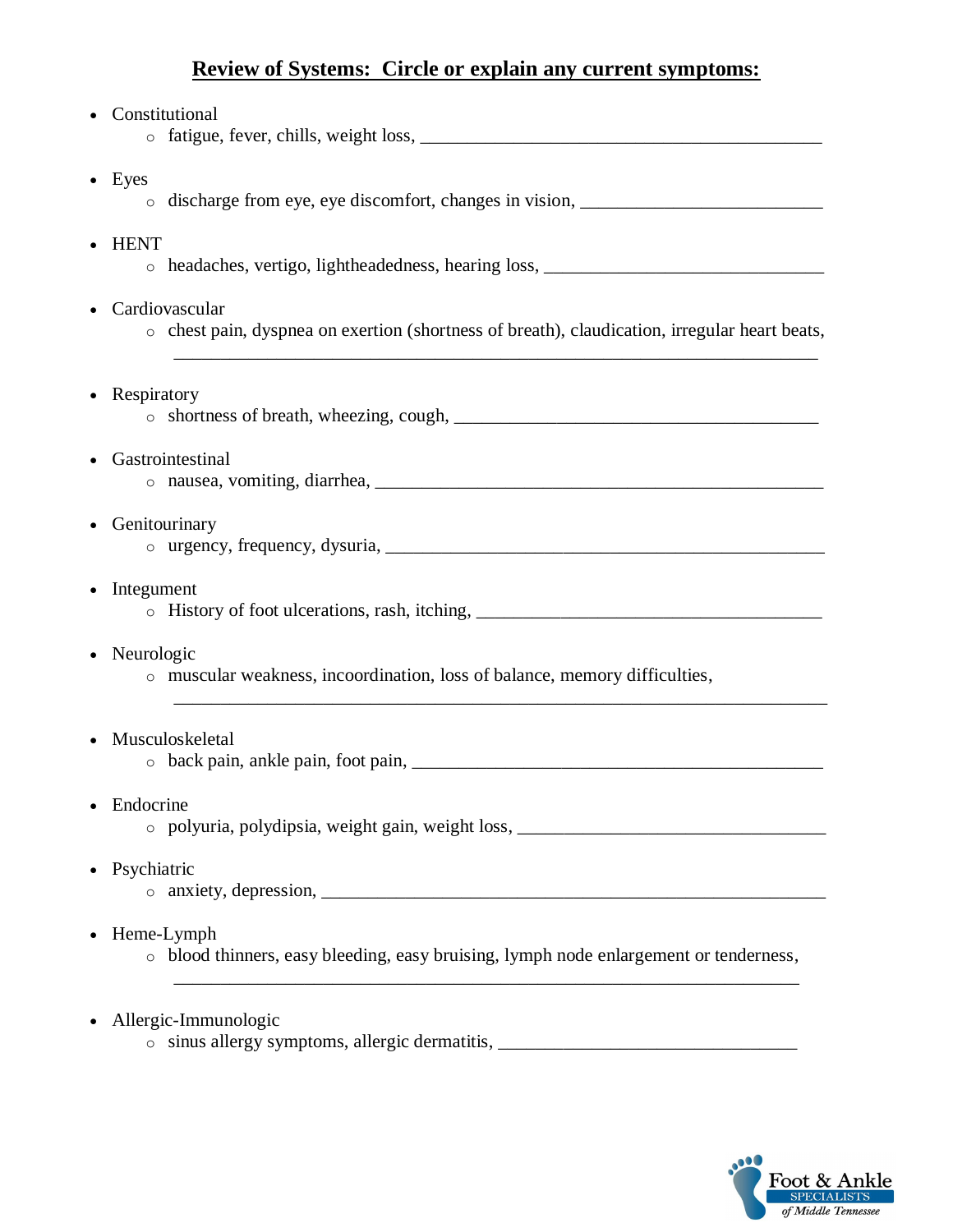## Review of Systems: Circle or explain any current symptoms:

- Constitutional
  - fatigue, fever, chills, weight loss, ___________________________________________
- Eyes
  - discharge from eye, eye discomfort, changes in vision, __________________________
- HENT
  - headaches, vertigo, lightheadedness, hearing loss, ______________________________
- Cardiovascular
  - chest pain, dyspnea on exertion (shortness of breath), claudication, irregular heart beats, ______________________________________________________________________
- Respiratory
  - shortness of breath, wheezing, cough, ______________________________________
- Gastrointestinal
  - nausea, vomiting, diarrhea, ______________________________________________
- Genitourinary
  - urgency, frequency, dysuria, _____________________________________________
- Integument
  - History of foot ulcerations, rash, itching, ____________________________________
- Neurologic
  - muscular weakness, incoordination, loss of balance, memory difficulties, ______________________________________________________________________
- Musculoskeletal
  - back pain, ankle pain, foot pain, _________________________________________
- Endocrine
  - polyuria, polydipsia, weight gain, weight loss, _________________________________
- Psychiatric
  - anxiety, depression, _______________________________________________________
- Heme-Lymph
  - blood thinners, easy bleeding, easy bruising, lymph node enlargement or tenderness, ______________________________________________________________________
- Allergic-Immunologic
  - sinus allergy symptoms, allergic dermatitis, ________________________________

Foot & Ankle SPECIALISTS of Middle Tennessee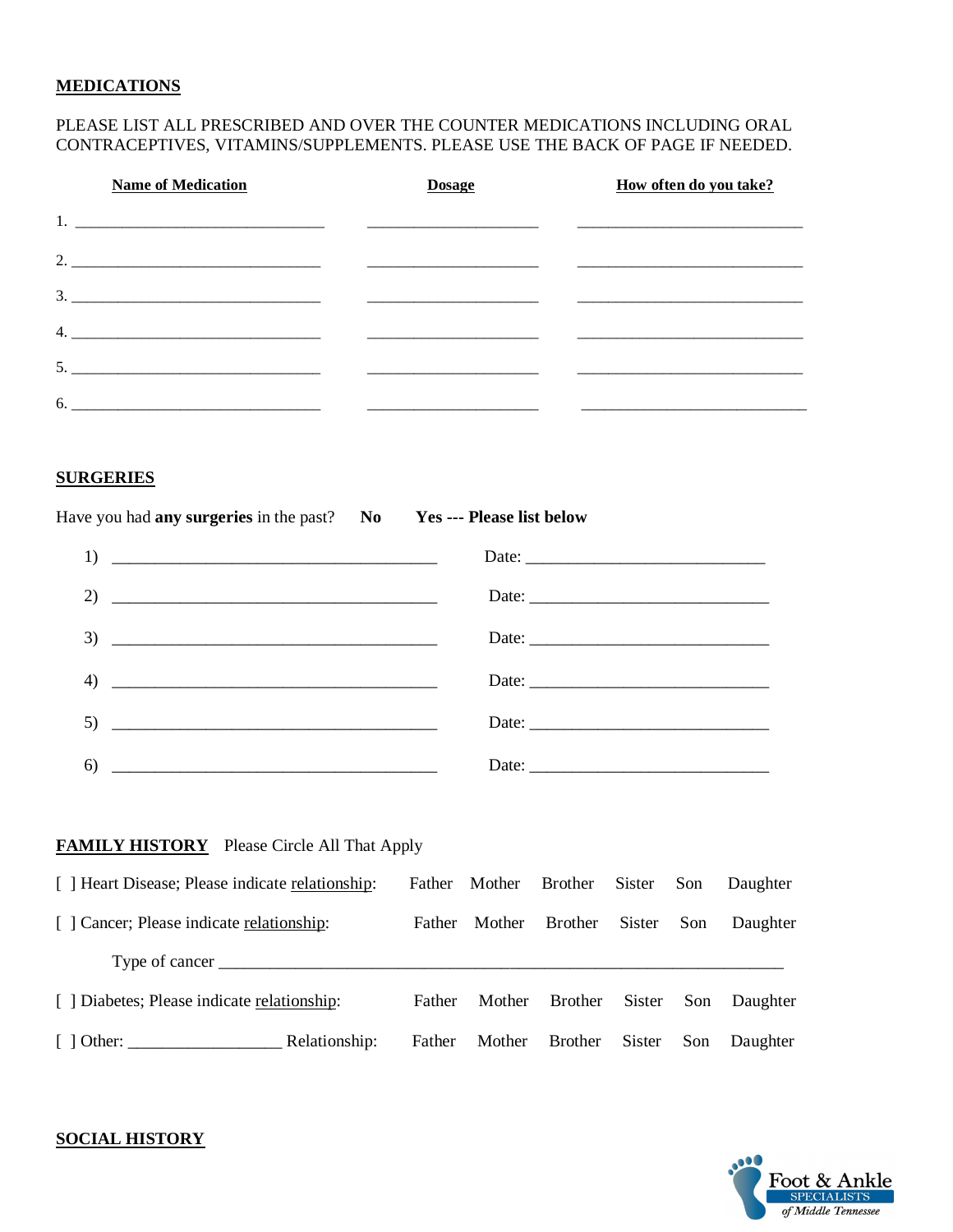**MEDICATIONS**

PLEASE LIST ALL PRESCRIBED AND OVER THE COUNTER MEDICATIONS INCLUDING ORAL CONTRACEPTIVES, VITAMINS/SUPPLEMENTS. PLEASE USE THE BACK OF PAGE IF NEEDED.

| Name of Medication | Dosage | How often do you take? |
|---|---|---|
| 1. ______________________________ | ____________________ | __________________________ |
| 2. ______________________________ | ____________________ | __________________________ |
| 3. ______________________________ | ____________________ | __________________________ |
| 4. ______________________________ | ____________________ | __________________________ |
| 5. ______________________________ | ____________________ | __________________________ |
| 6. ______________________________ | ____________________ | __________________________ |

**SURGERIES**

Have you had **any surgeries** in the past? **No** **Yes --- Please list below**

1) ______________________________________ Date: ____________________________

2) ______________________________________ Date: ____________________________

3) ______________________________________ Date: ____________________________

4) ______________________________________ Date: ____________________________

5) ______________________________________ Date: ____________________________

6) ______________________________________ Date: ____________________________

**FAMILY HISTORY** Please Circle All That Apply

[ ] Heart Disease; Please indicate relationship: Father Mother Brother Sister Son Daughter

[ ] Cancer; Please indicate relationship: Father Mother Brother Sister Son Daughter

Type of cancer __________________________________________________________________

[ ] Diabetes; Please indicate relationship: Father Mother Brother Sister Son Daughter

[ ] Other: _________________ Relationship: Father Mother Brother Sister Son Daughter

**SOCIAL HISTORY**

Foot & Ankle SPECIALISTS of Middle Tennessee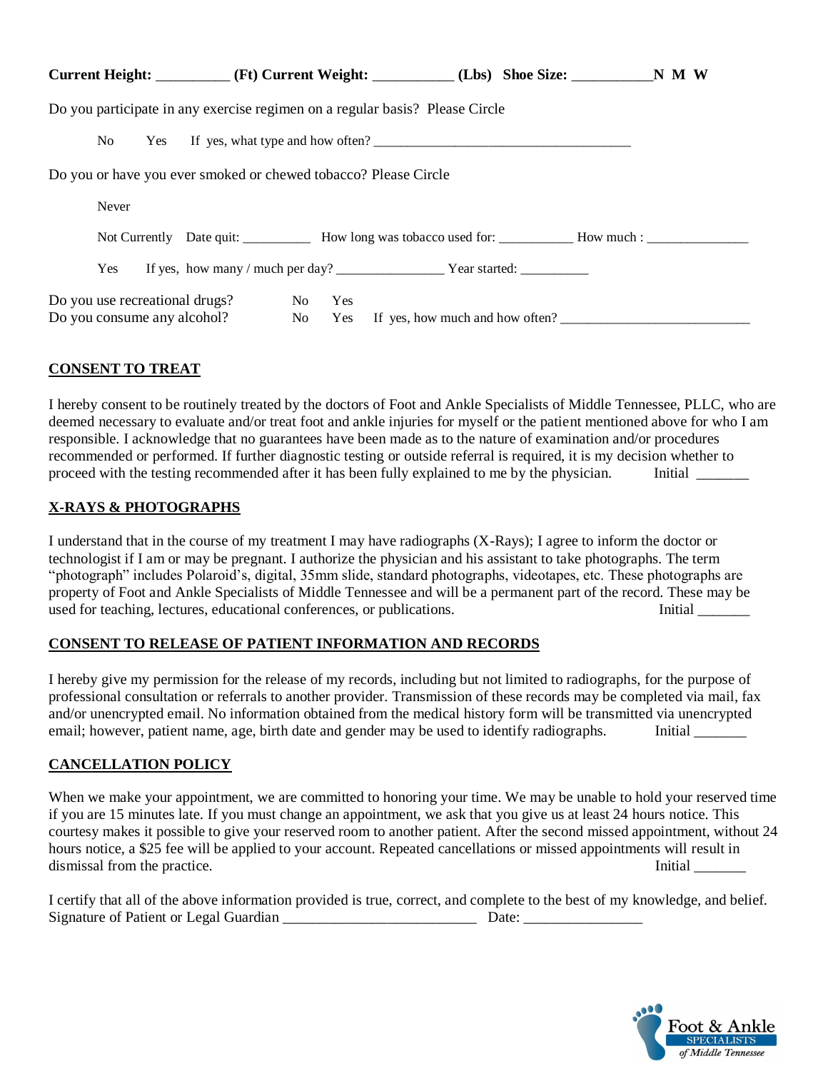**Current Height: __________ (Ft) Current Weight: ___________ (Lbs) Shoe Size: ___________N M W**

Do you participate in any exercise regimen on a regular basis? Please Circle

No Yes If yes, what type and how often? ______________________________________

Do you or have you ever smoked or chewed tobacco? Please Circle

Never

Not Currently Date quit: __________ How long was tobacco used for: ___________ How much : _______________

Yes If yes, how many / much per day? ________________ Year started: __________

Do you use recreational drugs? No Yes
Do you consume any alcohol? No Yes If yes, how much and how often? ____________________________

## CONSENT TO TREAT

I hereby consent to be routinely treated by the doctors of Foot and Ankle Specialists of Middle Tennessee, PLLC, who are deemed necessary to evaluate and/or treat foot and ankle injuries for myself or the patient mentioned above for who I am responsible. I acknowledge that no guarantees have been made as to the nature of examination and/or procedures recommended or performed. If further diagnostic testing or outside referral is required, it is my decision whether to proceed with the testing recommended after it has been fully explained to me by the physician. Initial _______

## X-RAYS & PHOTOGRAPHS

I understand that in the course of my treatment I may have radiographs (X-Rays); I agree to inform the doctor or technologist if I am or may be pregnant. I authorize the physician and his assistant to take photographs. The term "photograph" includes Polaroid's, digital, 35mm slide, standard photographs, videotapes, etc. These photographs are property of Foot and Ankle Specialists of Middle Tennessee and will be a permanent part of the record. These may be used for teaching, lectures, educational conferences, or publications. Initial _______

## CONSENT TO RELEASE OF PATIENT INFORMATION AND RECORDS

I hereby give my permission for the release of my records, including but not limited to radiographs, for the purpose of professional consultation or referrals to another provider. Transmission of these records may be completed via mail, fax and/or unencrypted email. No information obtained from the medical history form will be transmitted via unencrypted email; however, patient name, age, birth date and gender may be used to identify radiographs. Initial _______

## CANCELLATION POLICY

When we make your appointment, we are committed to honoring your time. We may be unable to hold your reserved time if you are 15 minutes late. If you must change an appointment, we ask that you give us at least 24 hours notice. This courtesy makes it possible to give your reserved room to another patient. After the second missed appointment, without 24 hours notice, a $25 fee will be applied to your account. Repeated cancellations or missed appointments will result in dismissal from the practice. Initial _______

I certify that all of the above information provided is true, correct, and complete to the best of my knowledge, and belief.
Signature of Patient or Legal Guardian ___________________________ Date: ________________

Foot & Ankle SPECIALISTS of Middle Tennessee